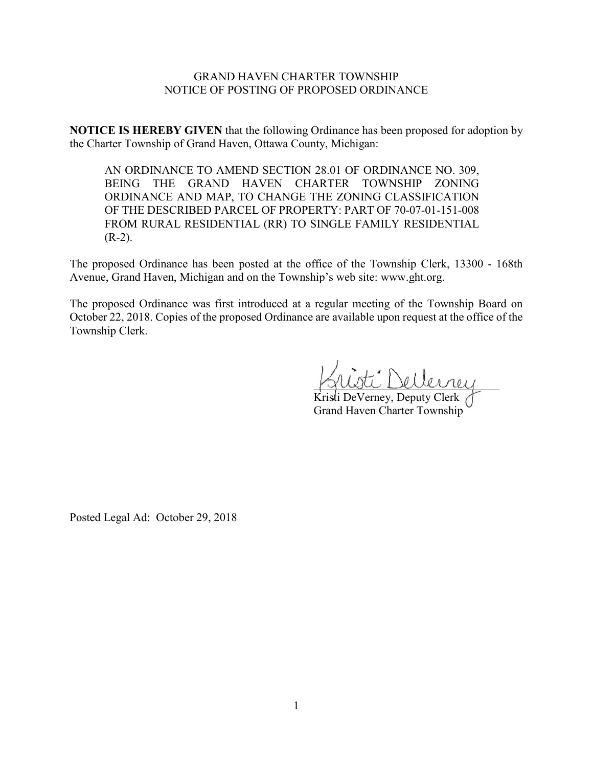GRAND HAVEN CHARTER TOWNSHIP
NOTICE OF POSTING OF PROPOSED ORDINANCE

**NOTICE IS HEREBY GIVEN** that the following Ordinance has been proposed for adoption by the Charter Township of Grand Haven, Ottawa County, Michigan:

> AN ORDINANCE TO AMEND SECTION 28.01 OF ORDINANCE NO. 309, BEING THE GRAND HAVEN CHARTER TOWNSHIP ZONING ORDINANCE AND MAP, TO CHANGE THE ZONING CLASSIFICATION OF THE DESCRIBED PARCEL OF PROPERTY: PART OF 70-07-01-151-008 FROM RURAL RESIDENTIAL (RR) TO SINGLE FAMILY RESIDENTIAL (R-2).

The proposed Ordinance has been posted at the office of the Township Clerk, 13300 - 168th Avenue, Grand Haven, Michigan and on the Township's web site: www.ght.org.

The proposed Ordinance was first introduced at a regular meeting of the Township Board on October 22, 2018. Copies of the proposed Ordinance are available upon request at the office of the Township Clerk.

Kristi DeVerney

Kristi DeVerney, Deputy Clerk
Grand Haven Charter Township

Posted Legal Ad: October 29, 2018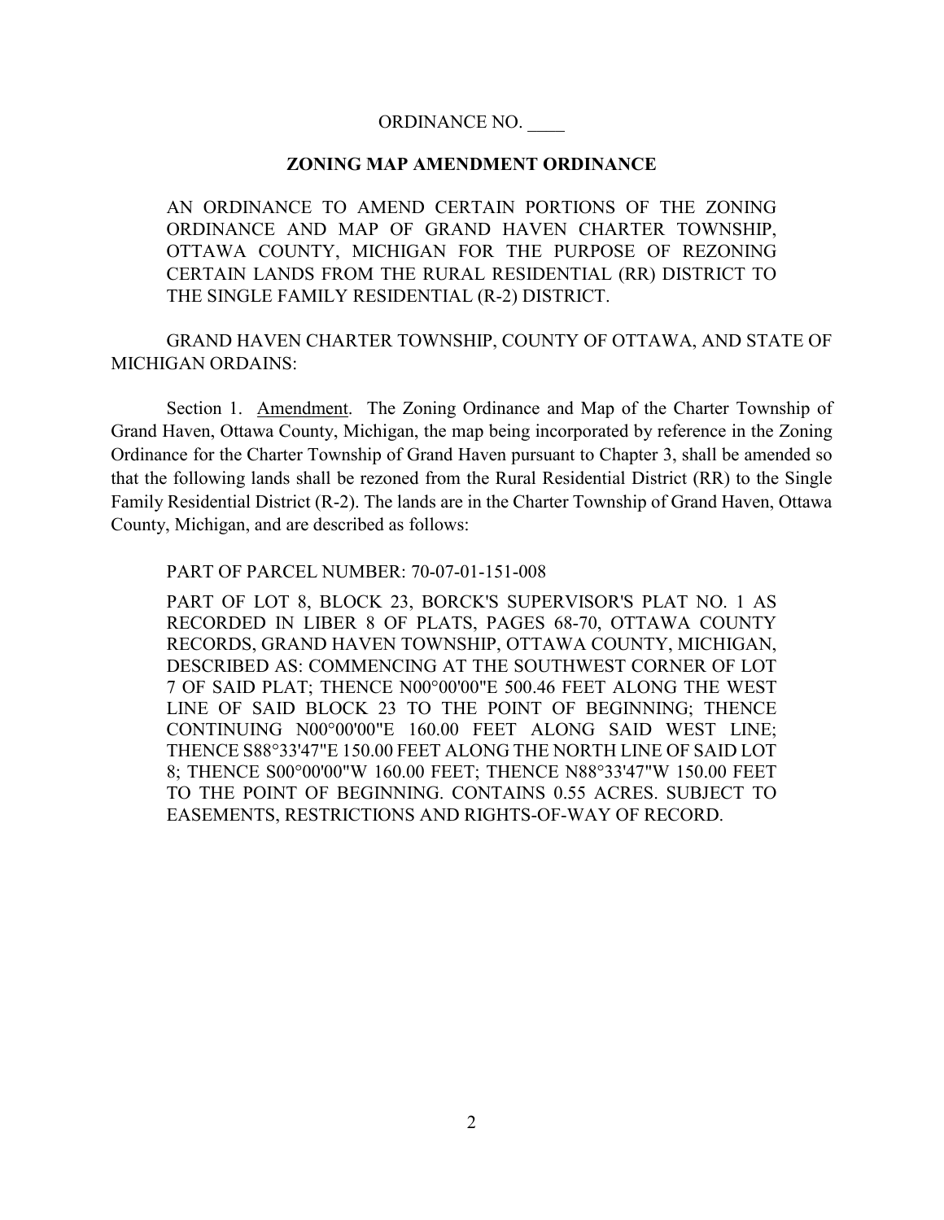ORDINANCE NO. ____

## ZONING MAP AMENDMENT ORDINANCE

AN ORDINANCE TO AMEND CERTAIN PORTIONS OF THE ZONING ORDINANCE AND MAP OF GRAND HAVEN CHARTER TOWNSHIP, OTTAWA COUNTY, MICHIGAN FOR THE PURPOSE OF REZONING CERTAIN LANDS FROM THE RURAL RESIDENTIAL (RR) DISTRICT TO THE SINGLE FAMILY RESIDENTIAL (R-2) DISTRICT.

GRAND HAVEN CHARTER TOWNSHIP, COUNTY OF OTTAWA, AND STATE OF MICHIGAN ORDAINS:

Section 1. Amendment. The Zoning Ordinance and Map of the Charter Township of Grand Haven, Ottawa County, Michigan, the map being incorporated by reference in the Zoning Ordinance for the Charter Township of Grand Haven pursuant to Chapter 3, shall be amended so that the following lands shall be rezoned from the Rural Residential District (RR) to the Single Family Residential District (R-2). The lands are in the Charter Township of Grand Haven, Ottawa County, Michigan, and are described as follows:

PART OF PARCEL NUMBER: 70-07-01-151-008

PART OF LOT 8, BLOCK 23, BORCK'S SUPERVISOR'S PLAT NO. 1 AS RECORDED IN LIBER 8 OF PLATS, PAGES 68-70, OTTAWA COUNTY RECORDS, GRAND HAVEN TOWNSHIP, OTTAWA COUNTY, MICHIGAN, DESCRIBED AS: COMMENCING AT THE SOUTHWEST CORNER OF LOT 7 OF SAID PLAT; THENCE N00°00'00"E 500.46 FEET ALONG THE WEST LINE OF SAID BLOCK 23 TO THE POINT OF BEGINNING; THENCE CONTINUING N00°00'00"E 160.00 FEET ALONG SAID WEST LINE; THENCE S88°33'47"E 150.00 FEET ALONG THE NORTH LINE OF SAID LOT 8; THENCE S00°00'00"W 160.00 FEET; THENCE N88°33'47"W 150.00 FEET TO THE POINT OF BEGINNING. CONTAINS 0.55 ACRES. SUBJECT TO EASEMENTS, RESTRICTIONS AND RIGHTS-OF-WAY OF RECORD.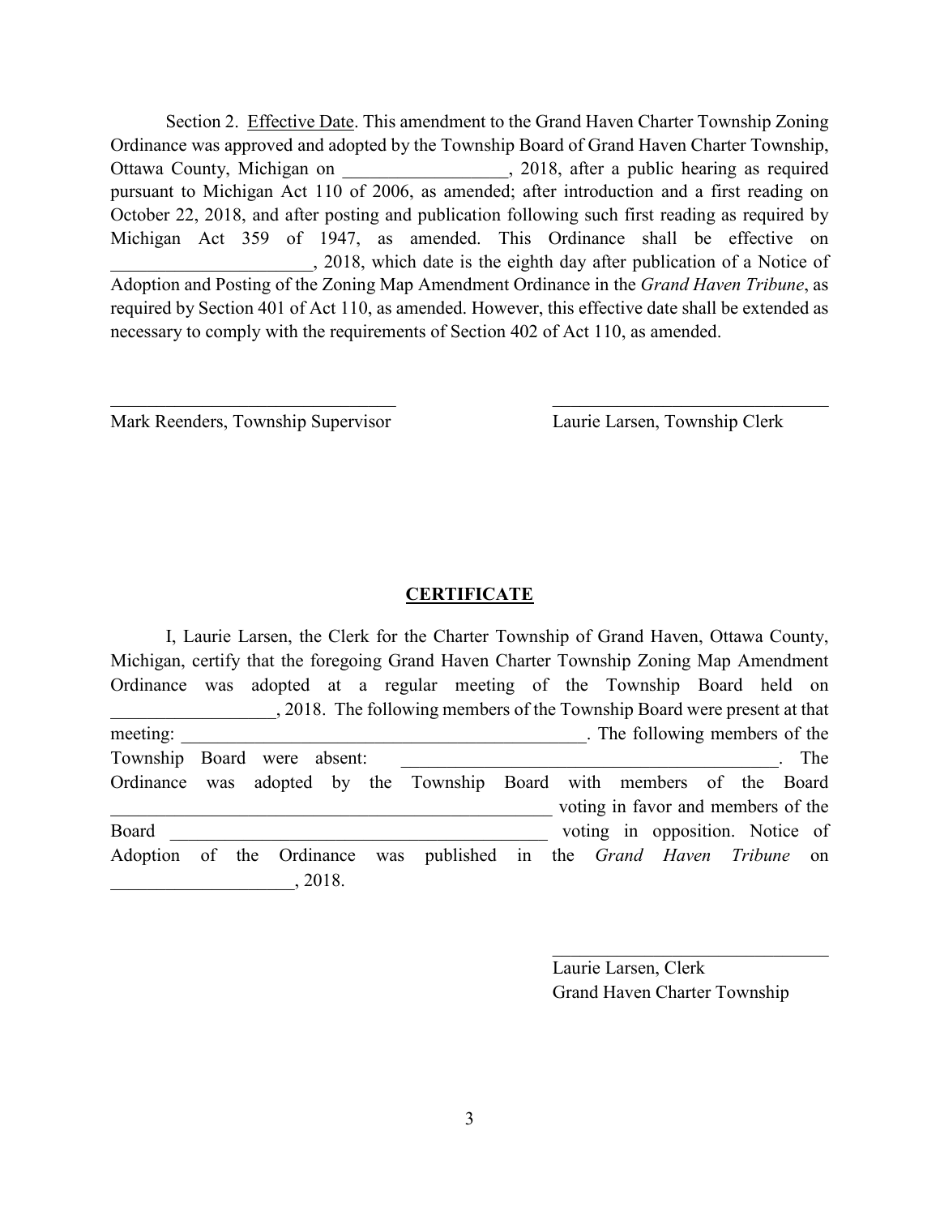Section 2. Effective Date. This amendment to the Grand Haven Charter Township Zoning Ordinance was approved and adopted by the Township Board of Grand Haven Charter Township, Ottawa County, Michigan on __________________, 2018, after a public hearing as required pursuant to Michigan Act 110 of 2006, as amended; after introduction and a first reading on October 22, 2018, and after posting and publication following such first reading as required by Michigan Act 359 of 1947, as amended. This Ordinance shall be effective on ______________________, 2018, which date is the eighth day after publication of a Notice of Adoption and Posting of the Zoning Map Amendment Ordinance in the *Grand Haven Tribune*, as required by Section 401 of Act 110, as amended. However, this effective date shall be extended as necessary to comply with the requirements of Section 402 of Act 110, as amended.

_______________________________
Mark Reenders, Township Supervisor

_______________________________
Laurie Larsen, Township Clerk

## CERTIFICATE

I, Laurie Larsen, the Clerk for the Charter Township of Grand Haven, Ottawa County, Michigan, certify that the foregoing Grand Haven Charter Township Zoning Map Amendment Ordinance was adopted at a regular meeting of the Township Board held on __________________, 2018. The following members of the Township Board were present at that meeting: _______________________________________________. The following members of the Township Board were absent: __________________________________________. The Ordinance was adopted by the Township Board with members of the Board __________________________________________________ voting in favor and members of the Board __________________________________________ voting in opposition. Notice of Adoption of the Ordinance was published in the *Grand Haven Tribune* on ____________________, 2018.

_______________________________
Laurie Larsen, Clerk
Grand Haven Charter Township